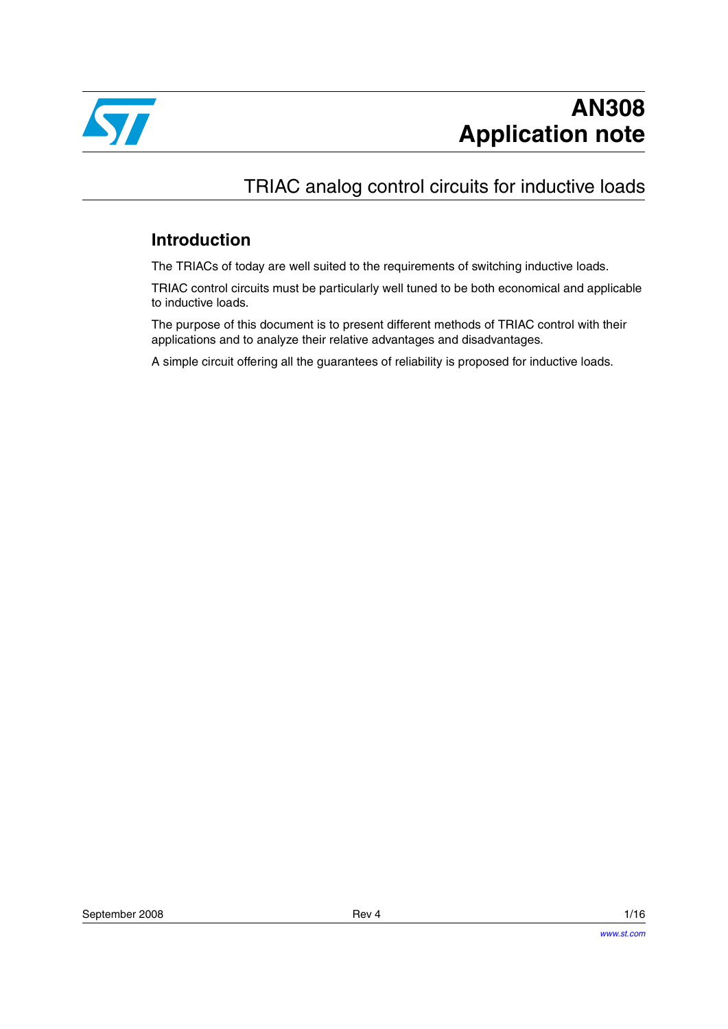# AN308
# Application note

## TRIAC analog control circuits for inductive loads

### Introduction

The TRIACs of today are well suited to the requirements of switching inductive loads.

TRIAC control circuits must be particularly well tuned to be both economical and applicable to inductive loads.

The purpose of this document is to present different methods of TRIAC control with their applications and to analyze their relative advantages and disadvantages.

A simple circuit offering all the guarantees of reliability is proposed for inductive loads.

September 2008 Rev 4

www.st.com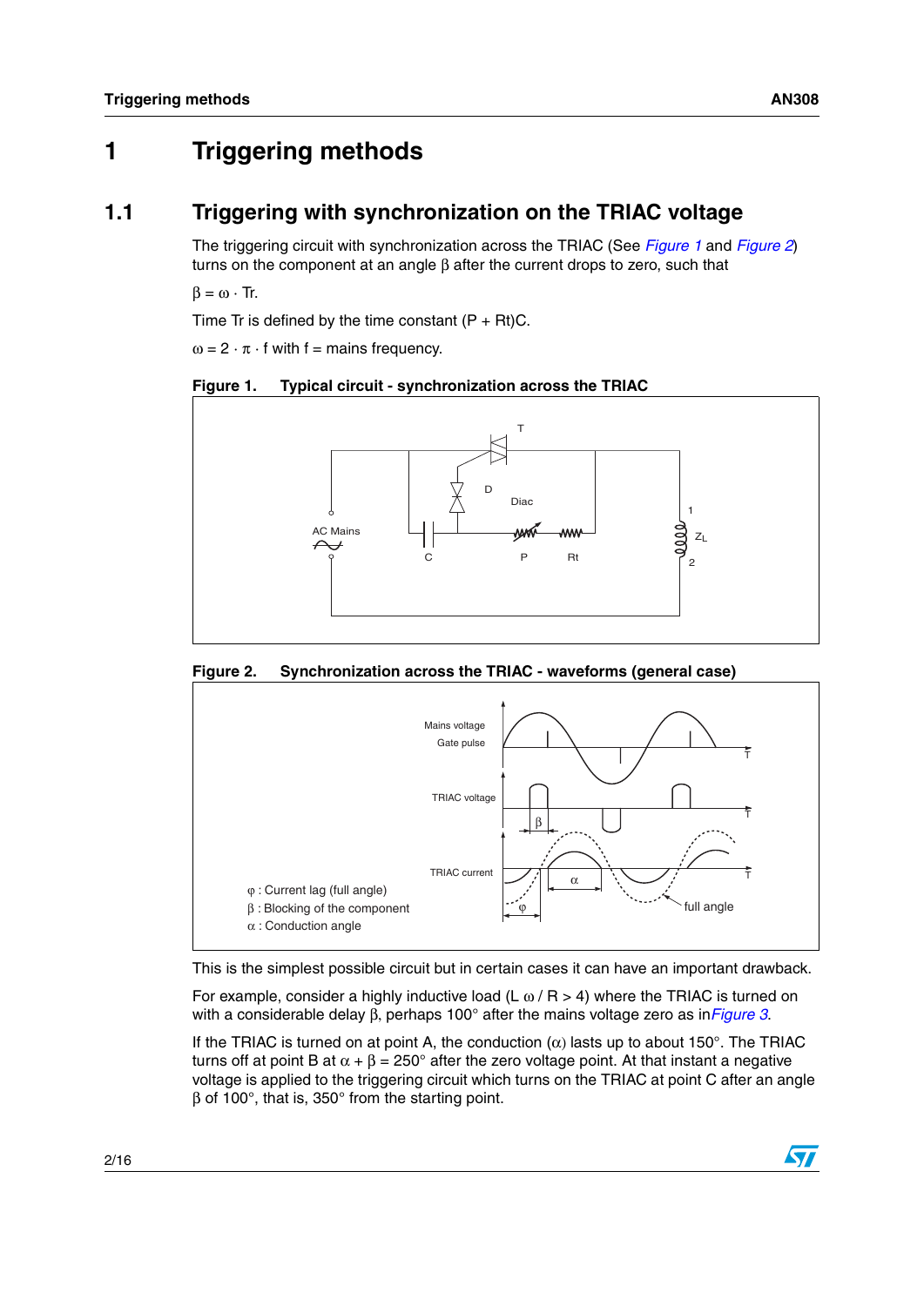# 1 Triggering methods

## 1.1 Triggering with synchronization on the TRIAC voltage

The triggering circuit with synchronization across the TRIAC (See *Figure 1* and *Figure 2*) turns on the component at an angle β after the current drops to zero, such that

$\beta = \omega \cdot Tr$.

Time Tr is defined by the time constant (P + Rt)C.

$\omega = 2 \cdot \pi \cdot f$ with f = mains frequency.

**Figure 1. Typical circuit - synchronization across the TRIAC**

**Figure 2. Synchronization across the TRIAC - waveforms (general case)**

This is the simplest possible circuit but in certain cases it can have an important drawback.

For example, consider a highly inductive load ($L \omega / R > 4$) where the TRIAC is turned on with a considerable delay β, perhaps 100° after the mains voltage zero as in *Figure 3*.

If the TRIAC is turned on at point A, the conduction (α) lasts up to about 150°. The TRIAC turns off at point B at $\alpha + \beta = 250°$ after the zero voltage point. At that instant a negative voltage is applied to the triggering circuit which turns on the TRIAC at point C after an angle β of 100°, that is, 350° from the starting point.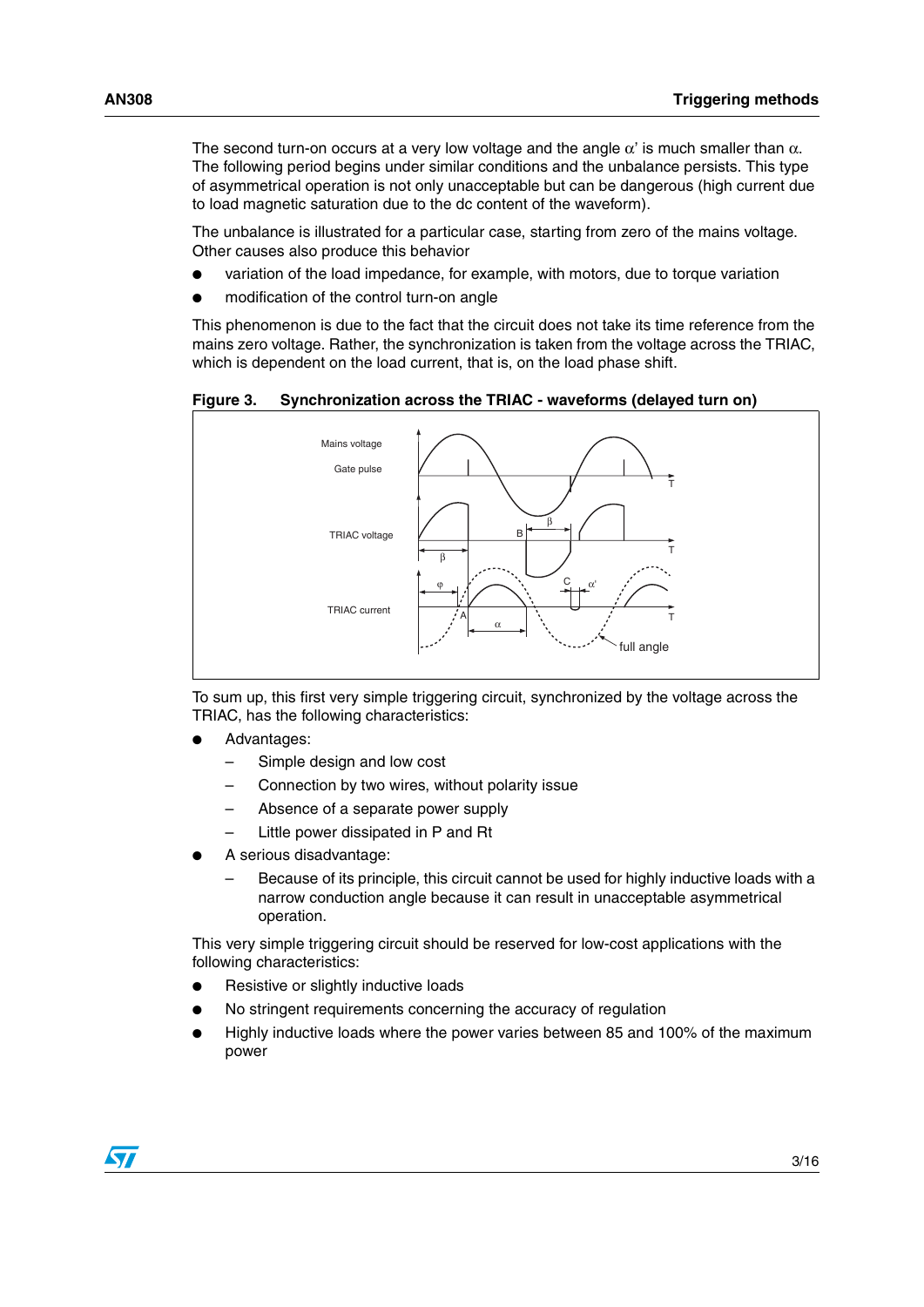The second turn-on occurs at a very low voltage and the angle $\alpha'$ is much smaller than $\alpha$. The following period begins under similar conditions and the unbalance persists. This type of asymmetrical operation is not only unacceptable but can be dangerous (high current due to load magnetic saturation due to the dc content of the waveform).

The unbalance is illustrated for a particular case, starting from zero of the mains voltage. Other causes also produce this behavior

- variation of the load impedance, for example, with motors, due to torque variation
- modification of the control turn-on angle

This phenomenon is due to the fact that the circuit does not take its time reference from the mains zero voltage. Rather, the synchronization is taken from the voltage across the TRIAC, which is dependent on the load current, that is, on the load phase shift.

**Figure 3. Synchronization across the TRIAC - waveforms (delayed turn on)**

To sum up, this first very simple triggering circuit, synchronized by the voltage across the TRIAC, has the following characteristics:

- Advantages:
  - Simple design and low cost
  - Connection by two wires, without polarity issue
  - Absence of a separate power supply
  - Little power dissipated in P and Rt
- A serious disadvantage:
  - Because of its principle, this circuit cannot be used for highly inductive loads with a narrow conduction angle because it can result in unacceptable asymmetrical operation.

This very simple triggering circuit should be reserved for low-cost applications with the following characteristics:

- Resistive or slightly inductive loads
- No stringent requirements concerning the accuracy of regulation
- Highly inductive loads where the power varies between 85 and 100% of the maximum power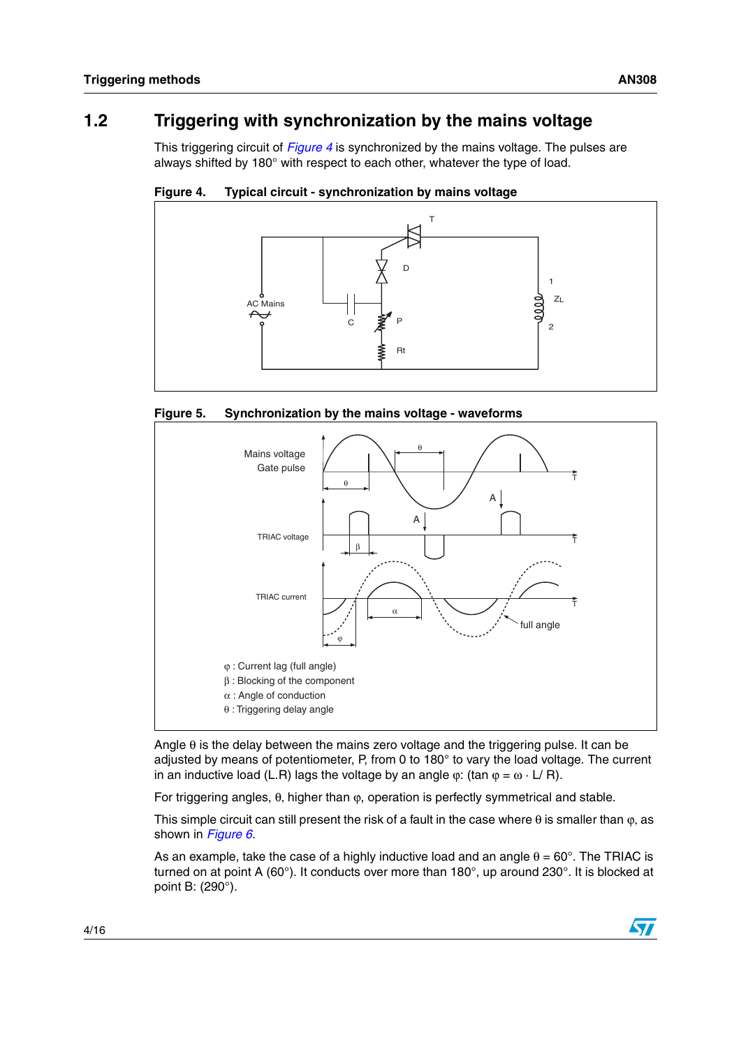## 1.2 Triggering with synchronization by the mains voltage

This triggering circuit of *Figure 4* is synchronized by the mains voltage. The pulses are always shifted by 180° with respect to each other, whatever the type of load.

**Figure 4. Typical circuit - synchronization by mains voltage**

**Figure 5. Synchronization by the mains voltage - waveforms**

φ : Current lag (full angle)
β : Blocking of the component
α : Angle of conduction
θ : Triggering delay angle

Angle θ is the delay between the mains zero voltage and the triggering pulse. It can be adjusted by means of potentiometer, P, from 0 to 180° to vary the load voltage. The current in an inductive load (L.R) lags the voltage by an angle φ: ($\tan \varphi = \omega \cdot L / R$).

For triggering angles, θ, higher than φ, operation is perfectly symmetrical and stable.

This simple circuit can still present the risk of a fault in the case where θ is smaller than φ, as shown in *Figure 6*.

As an example, take the case of a highly inductive load and an angle θ = 60°. The TRIAC is turned on at point A (60°). It conducts over more than 180°, up around 230°. It is blocked at point B: (290°).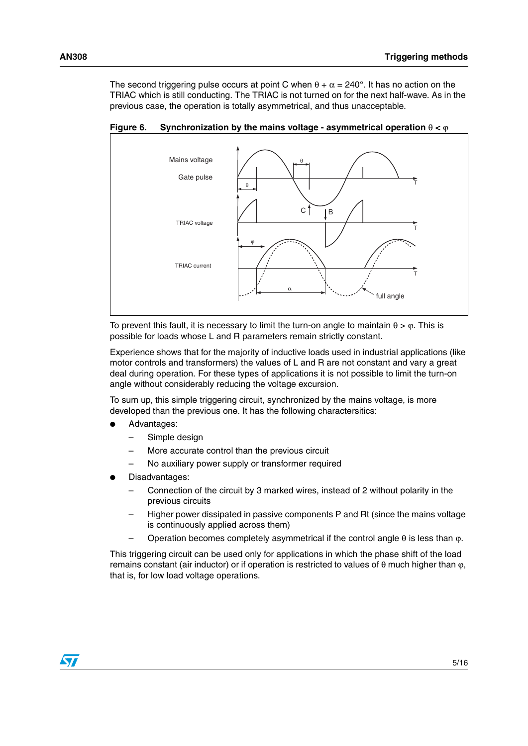The second triggering pulse occurs at point C when $\theta + \alpha = 240°$. It has no action on the TRIAC which is still conducting. The TRIAC is not turned on for the next half-wave. As in the previous case, the operation is totally asymmetrical, and thus unacceptable.

**Figure 6. Synchronization by the mains voltage - asymmetrical operation $\theta < \varphi$**

To prevent this fault, it is necessary to limit the turn-on angle to maintain $\theta > \varphi$. This is possible for loads whose L and R parameters remain strictly constant.

Experience shows that for the majority of inductive loads used in industrial applications (like motor controls and transformers) the values of L and R are not constant and vary a great deal during operation. For these types of applications it is not possible to limit the turn-on angle without considerably reducing the voltage excursion.

To sum up, this simple triggering circuit, synchronized by the mains voltage, is more developed than the previous one. It has the following charactersitics:

- Advantages:
  - Simple design
  - More accurate control than the previous circuit
  - No auxiliary power supply or transformer required
- Disadvantages:
  - Connection of the circuit by 3 marked wires, instead of 2 without polarity in the previous circuits
  - Higher power dissipated in passive components P and Rt (since the mains voltage is continuously applied across them)
  - Operation becomes completely asymmetrical if the control angle $\theta$ is less than $\varphi$.

This triggering circuit can be used only for applications in which the phase shift of the load remains constant (air inductor) or if operation is restricted to values of $\theta$ much higher than $\varphi$, that is, for low load voltage operations.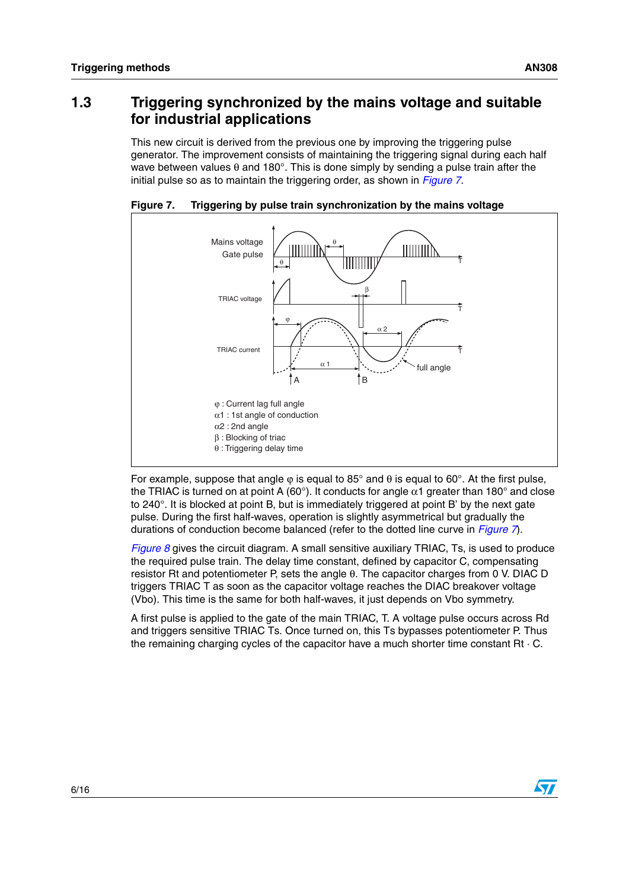## 1.3 Triggering synchronized by the mains voltage and suitable for industrial applications

This new circuit is derived from the previous one by improving the triggering pulse generator. The improvement consists of maintaining the triggering signal during each half wave between values θ and 180°. This is done simply by sending a pulse train after the initial pulse so as to maintain the triggering order, as shown in *Figure 7*.

**Figure 7. Triggering by pulse train synchronization by the mains voltage**

φ : Current lag full angle
α1 : 1st angle of conduction
α2 : 2nd angle
β : Blocking of triac
θ : Triggering delay time

For example, suppose that angle φ is equal to 85° and θ is equal to 60°. At the first pulse, the TRIAC is turned on at point A (60°). It conducts for angle α1 greater than 180° and close to 240°. It is blocked at point B, but is immediately triggered at point B' by the next gate pulse. During the first half-waves, operation is slightly asymmetrical but gradually the durations of conduction become balanced (refer to the dotted line curve in *Figure 7*).

*Figure 8* gives the circuit diagram. A small sensitive auxiliary TRIAC, Ts, is used to produce the required pulse train. The delay time constant, defined by capacitor C, compensating resistor Rt and potentiometer P, sets the angle θ. The capacitor charges from 0 V. DIAC D triggers TRIAC T as soon as the capacitor voltage reaches the DIAC breakover voltage (Vbo). This time is the same for both half-waves, it just depends on Vbo symmetry.

A first pulse is applied to the gate of the main TRIAC, T. A voltage pulse occurs across Rd and triggers sensitive TRIAC Ts. Once turned on, this Ts bypasses potentiometer P. Thus the remaining charging cycles of the capacitor have a much shorter time constant Rt · C.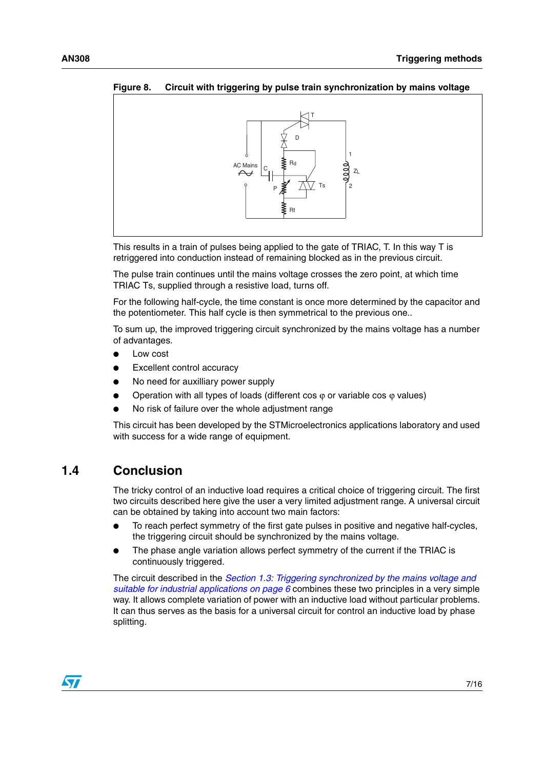**Figure 8. Circuit with triggering by pulse train synchronization by mains voltage**

This results in a train of pulses being applied to the gate of TRIAC, T. In this way T is retriggered into conduction instead of remaining blocked as in the previous circuit.

The pulse train continues until the mains voltage crosses the zero point, at which time TRIAC Ts, supplied through a resistive load, turns off.

For the following half-cycle, the time constant is once more determined by the capacitor and the potentiometer. This half cycle is then symmetrical to the previous one..

To sum up, the improved triggering circuit synchronized by the mains voltage has a number of advantages.

- Low cost
- Excellent control accuracy
- No need for auxilliary power supply
- Operation with all types of loads (different cos $\varphi$ or variable cos $\varphi$ values)
- No risk of failure over the whole adjustment range

This circuit has been developed by the STMicroelectronics applications laboratory and used with success for a wide range of equipment.

## 1.4 Conclusion

The tricky control of an inductive load requires a critical choice of triggering circuit. The first two circuits described here give the user a very limited adjustment range. A universal circuit can be obtained by taking into account two main factors:

- To reach perfect symmetry of the first gate pulses in positive and negative half-cycles, the triggering circuit should be synchronized by the mains voltage.
- The phase angle variation allows perfect symmetry of the current if the TRIAC is continuously triggered.

The circuit described in the *Section 1.3: Triggering synchronized by the mains voltage and suitable for industrial applications on page 6* combines these two principles in a very simple way. It allows complete variation of power with an inductive load without particular problems. It can thus serves as the basis for a universal circuit for control an inductive load by phase splitting.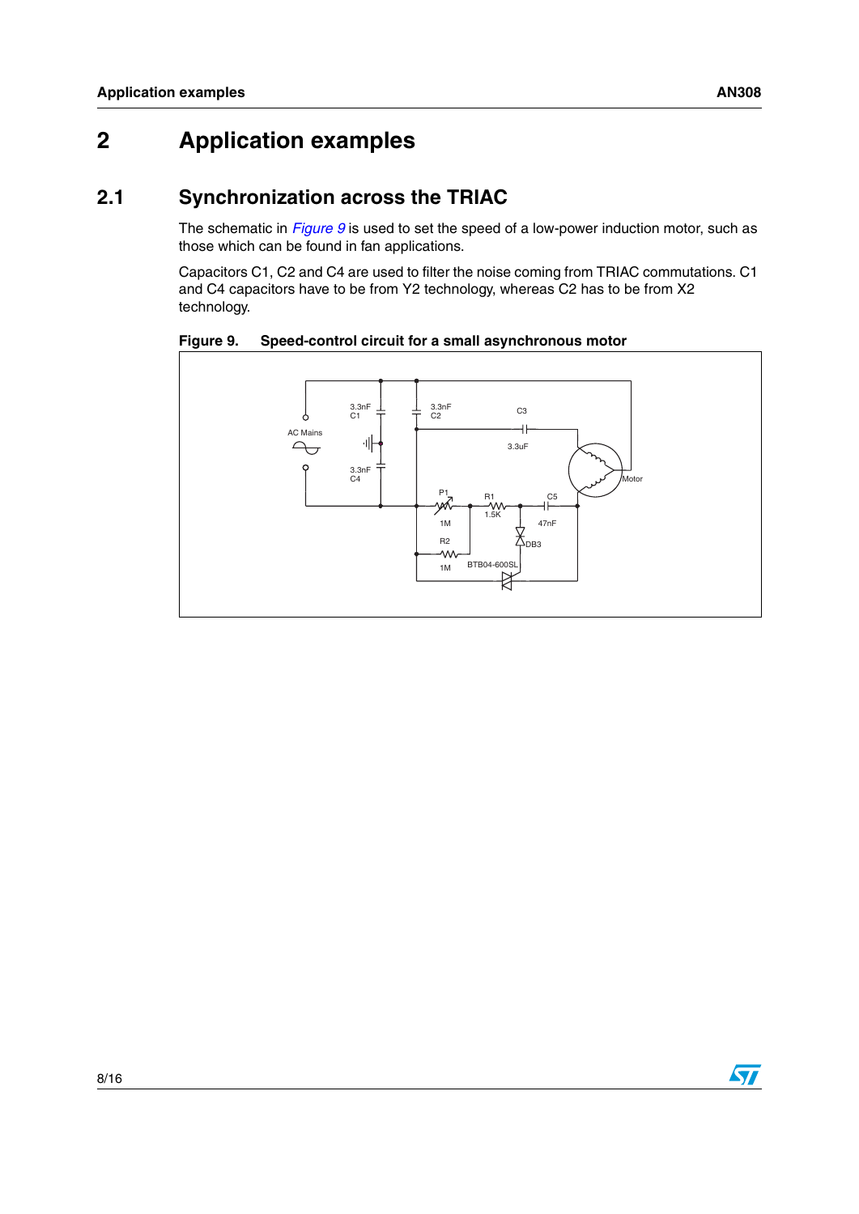# 2 Application examples

## 2.1 Synchronization across the TRIAC

The schematic in *Figure 9* is used to set the speed of a low-power induction motor, such as those which can be found in fan applications.

Capacitors C1, C2 and C4 are used to filter the noise coming from TRIAC commutations. C1 and C4 capacitors have to be from Y2 technology, whereas C2 has to be from X2 technology.

**Figure 9. Speed-control circuit for a small asynchronous motor**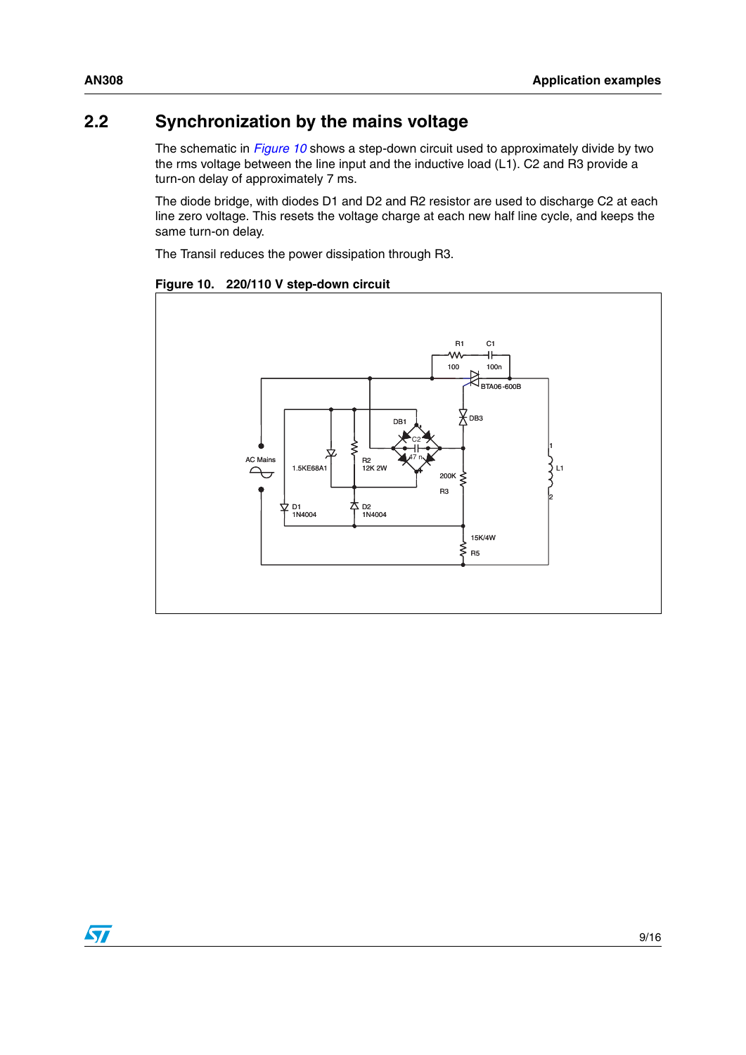## 2.2 Synchronization by the mains voltage

The schematic in *Figure 10* shows a step-down circuit used to approximately divide by two the rms voltage between the line input and the inductive load (L1). C2 and R3 provide a turn-on delay of approximately 7 ms.

The diode bridge, with diodes D1 and D2 and R2 resistor are used to discharge C2 at each line zero voltage. This resets the voltage charge at each new half line cycle, and keeps the same turn-on delay.

The Transil reduces the power dissipation through R3.

**Figure 10. 220/110 V step-down circuit**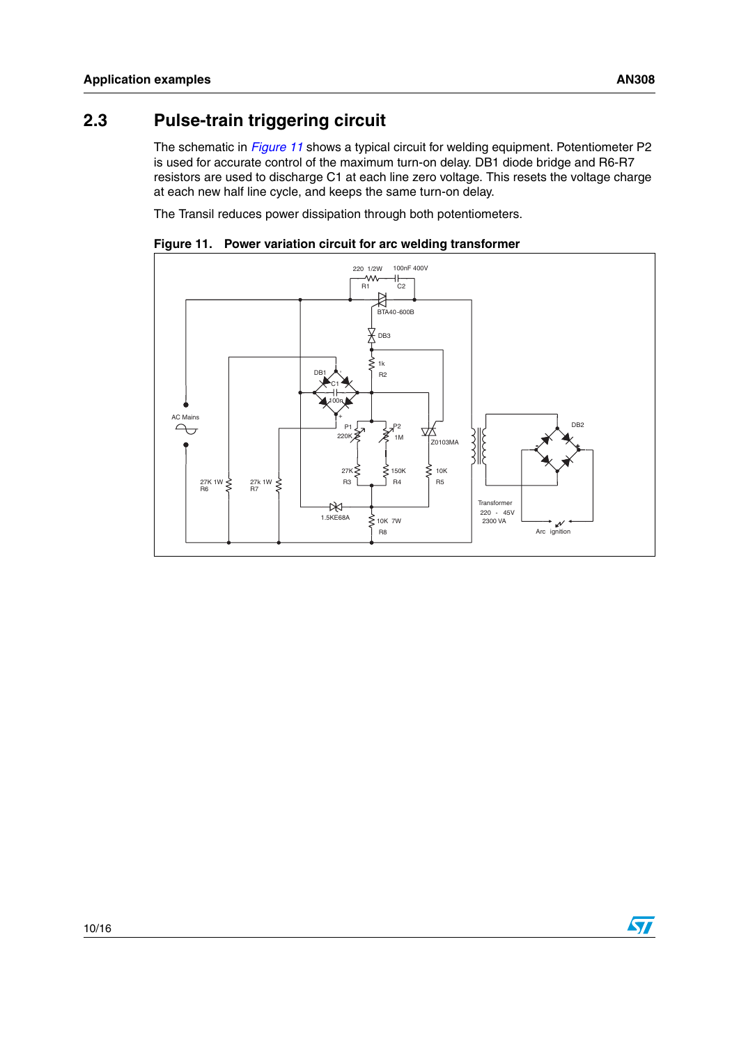## 2.3 Pulse-train triggering circuit

The schematic in *Figure 11* shows a typical circuit for welding equipment. Potentiometer P2 is used for accurate control of the maximum turn-on delay. DB1 diode bridge and R6-R7 resistors are used to discharge C1 at each line zero voltage. This resets the voltage charge at each new half line cycle, and keeps the same turn-on delay.

The Transil reduces power dissipation through both potentiometers.

**Figure 11. Power variation circuit for arc welding transformer**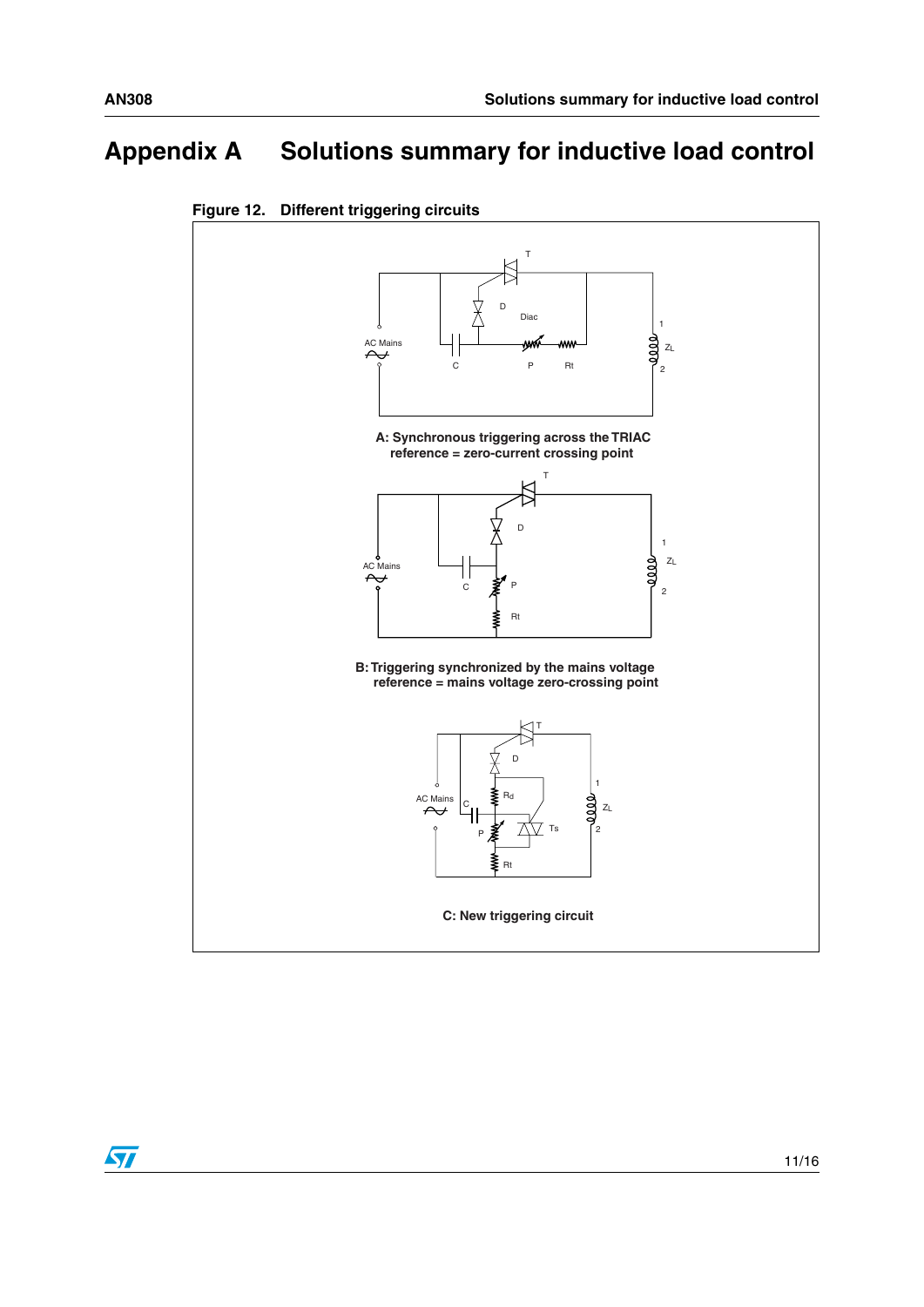# Appendix A Solutions summary for inductive load control

**Figure 12. Different triggering circuits**

**A: Synchronous triggering across the TRIAC reference = zero-current crossing point**

**B: Triggering synchronized by the mains voltage reference = mains voltage zero-crossing point**

**C: New triggering circuit**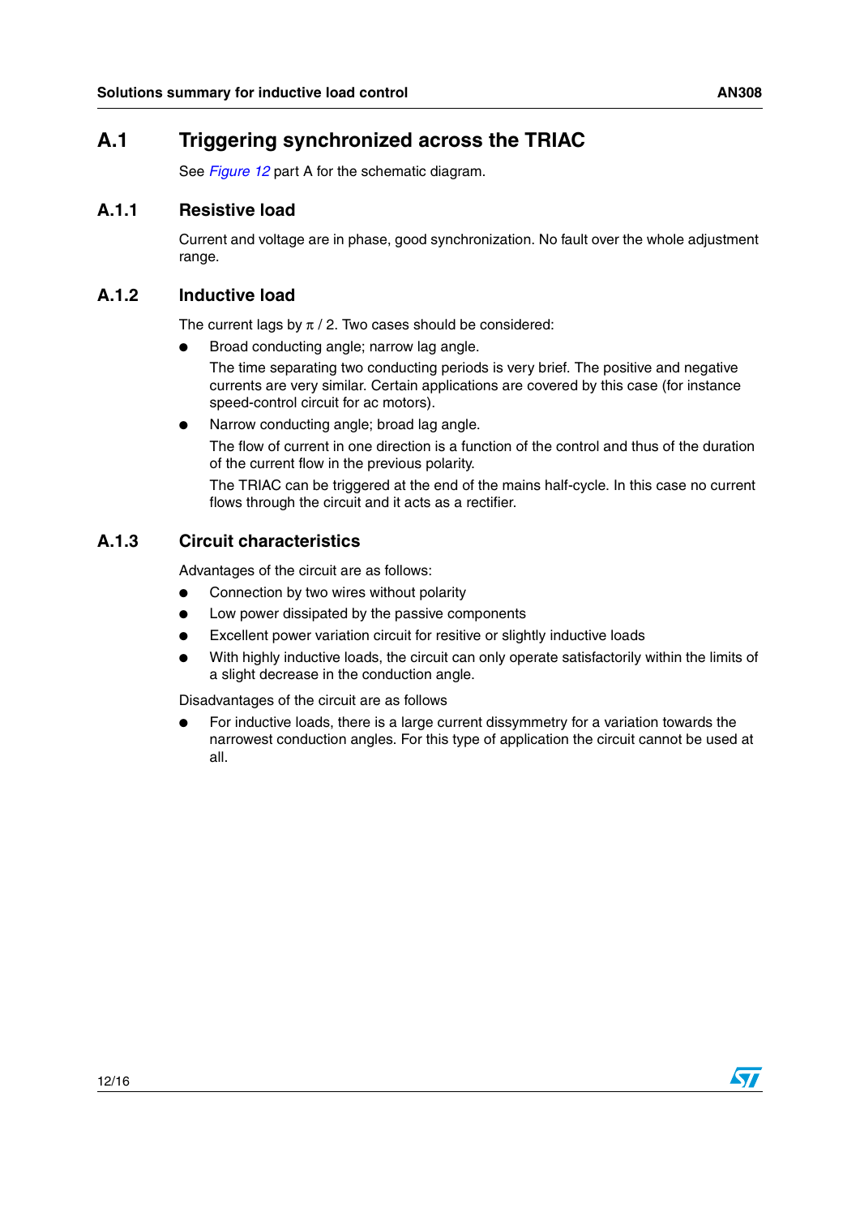## A.1 Triggering synchronized across the TRIAC

See *Figure 12* part A for the schematic diagram.

### A.1.1 Resistive load

Current and voltage are in phase, good synchronization. No fault over the whole adjustment range.

### A.1.2 Inductive load

The current lags by $\pi$ / 2. Two cases should be considered:

- Broad conducting angle; narrow lag angle.

  The time separating two conducting periods is very brief. The positive and negative currents are very similar. Certain applications are covered by this case (for instance speed-control circuit for ac motors).

- Narrow conducting angle; broad lag angle.

  The flow of current in one direction is a function of the control and thus of the duration of the current flow in the previous polarity.

  The TRIAC can be triggered at the end of the mains half-cycle. In this case no current flows through the circuit and it acts as a rectifier.

### A.1.3 Circuit characteristics

Advantages of the circuit are as follows:

- Connection by two wires without polarity
- Low power dissipated by the passive components
- Excellent power variation circuit for resitive or slightly inductive loads
- With highly inductive loads, the circuit can only operate satisfactorily within the limits of a slight decrease in the conduction angle.

Disadvantages of the circuit are as follows

- For inductive loads, there is a large current dissymmetry for a variation towards the narrowest conduction angles. For this type of application the circuit cannot be used at all.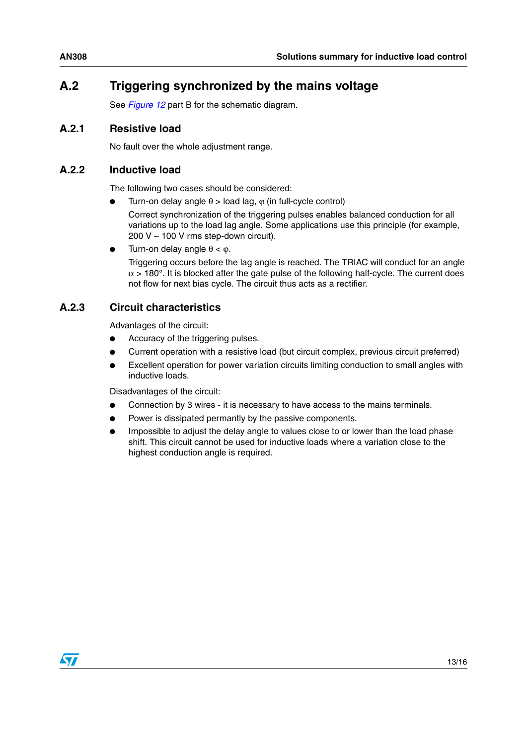## A.2 Triggering synchronized by the mains voltage

See *Figure 12* part B for the schematic diagram.

### A.2.1 Resistive load

No fault over the whole adjustment range.

### A.2.2 Inductive load

The following two cases should be considered:

- Turn-on delay angle $\theta$ > load lag, $\varphi$ (in full-cycle control)

  Correct synchronization of the triggering pulses enables balanced conduction for all variations up to the load lag angle. Some applications use this principle (for example, 200 V – 100 V rms step-down circuit).

- Turn-on delay angle $\theta < \varphi$.

  Triggering occurs before the lag angle is reached. The TRIAC will conduct for an angle $\alpha > 180°$. It is blocked after the gate pulse of the following half-cycle. The current does not flow for next bias cycle. The circuit thus acts as a rectifier.

### A.2.3 Circuit characteristics

Advantages of the circuit:

- Accuracy of the triggering pulses.
- Current operation with a resistive load (but circuit complex, previous circuit preferred)
- Excellent operation for power variation circuits limiting conduction to small angles with inductive loads.

Disadvantages of the circuit:

- Connection by 3 wires - it is necessary to have access to the mains terminals.
- Power is dissipated permantly by the passive components.
- Impossible to adjust the delay angle to values close to or lower than the load phase shift. This circuit cannot be used for inductive loads where a variation close to the highest conduction angle is required.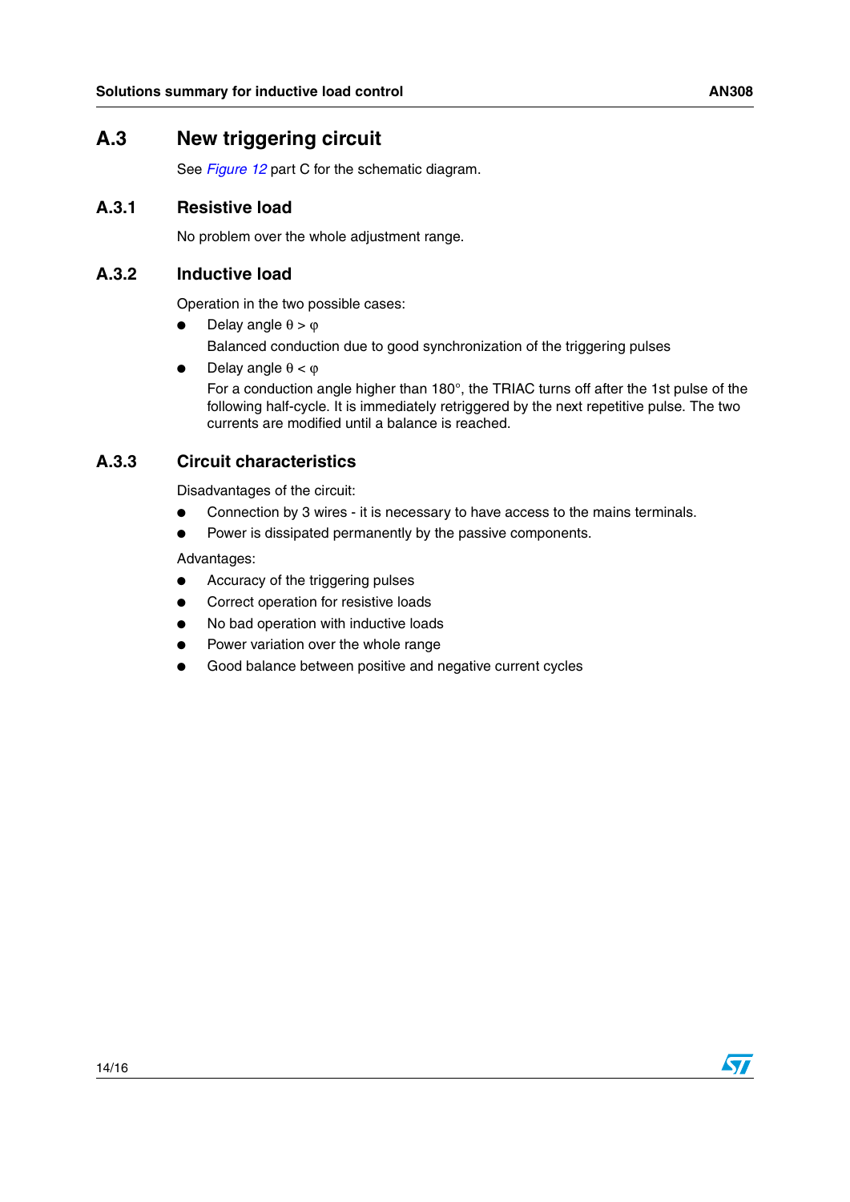## A.3 New triggering circuit

See *Figure 12* part C for the schematic diagram.

### A.3.1 Resistive load

No problem over the whole adjustment range.

### A.3.2 Inductive load

Operation in the two possible cases:

- Delay angle $\theta > \varphi$
  Balanced conduction due to good synchronization of the triggering pulses
- Delay angle $\theta < \varphi$
  For a conduction angle higher than 180°, the TRIAC turns off after the 1st pulse of the following half-cycle. It is immediately retriggered by the next repetitive pulse. The two currents are modified until a balance is reached.

### A.3.3 Circuit characteristics

Disadvantages of the circuit:

- Connection by 3 wires - it is necessary to have access to the mains terminals.
- Power is dissipated permanently by the passive components.

Advantages:

- Accuracy of the triggering pulses
- Correct operation for resistive loads
- No bad operation with inductive loads
- Power variation over the whole range
- Good balance between positive and negative current cycles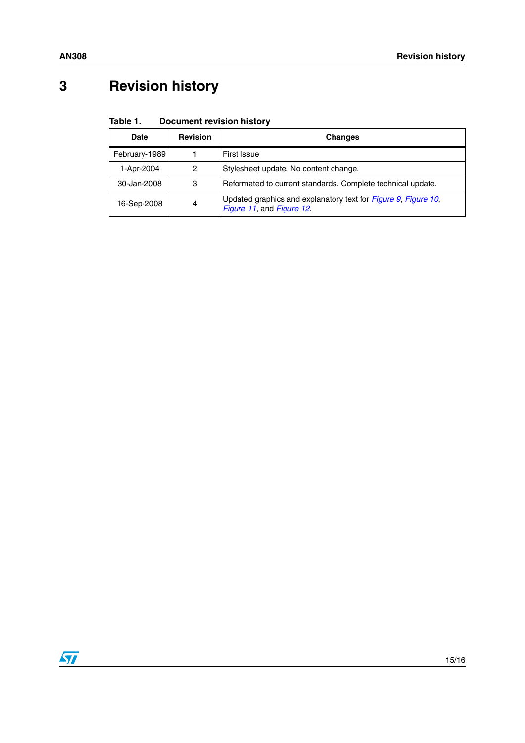# 3 Revision history

**Table 1. Document revision history**

| Date | Revision | Changes |
|---|---|---|
| February-1989 | 1 | First Issue |
| 1-Apr-2004 | 2 | Stylesheet update. No content change. |
| 30-Jan-2008 | 3 | Reformated to current standards. Complete technical update. |
| 16-Sep-2008 | 4 | Updated graphics and explanatory text for *Figure 9*, *Figure 10*, *Figure 11*, and *Figure 12*. |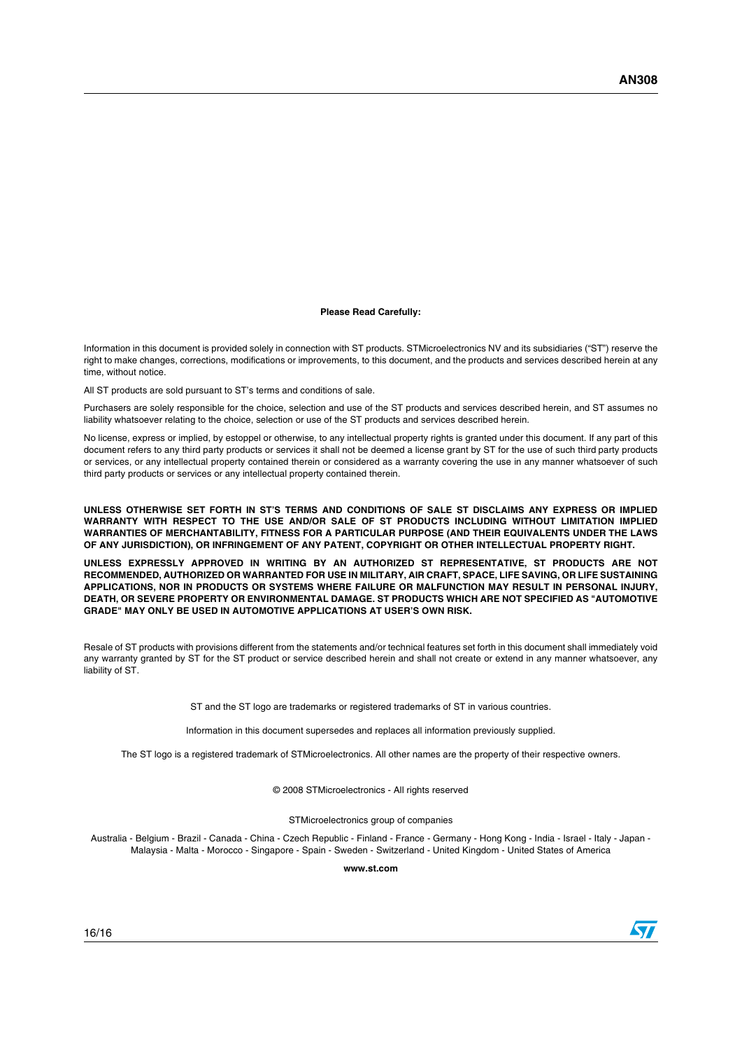**Please Read Carefully:**

Information in this document is provided solely in connection with ST products. STMicroelectronics NV and its subsidiaries ("ST") reserve the right to make changes, corrections, modifications or improvements, to this document, and the products and services described herein at any time, without notice.

All ST products are sold pursuant to ST's terms and conditions of sale.

Purchasers are solely responsible for the choice, selection and use of the ST products and services described herein, and ST assumes no liability whatsoever relating to the choice, selection or use of the ST products and services described herein.

No license, express or implied, by estoppel or otherwise, to any intellectual property rights is granted under this document. If any part of this document refers to any third party products or services it shall not be deemed a license grant by ST for the use of such third party products or services, or any intellectual property contained therein or considered as a warranty covering the use in any manner whatsoever of such third party products or services or any intellectual property contained therein.

**UNLESS OTHERWISE SET FORTH IN ST'S TERMS AND CONDITIONS OF SALE ST DISCLAIMS ANY EXPRESS OR IMPLIED WARRANTY WITH RESPECT TO THE USE AND/OR SALE OF ST PRODUCTS INCLUDING WITHOUT LIMITATION IMPLIED WARRANTIES OF MERCHANTABILITY, FITNESS FOR A PARTICULAR PURPOSE (AND THEIR EQUIVALENTS UNDER THE LAWS OF ANY JURISDICTION), OR INFRINGEMENT OF ANY PATENT, COPYRIGHT OR OTHER INTELLECTUAL PROPERTY RIGHT.**

**UNLESS EXPRESSLY APPROVED IN WRITING BY AN AUTHORIZED ST REPRESENTATIVE, ST PRODUCTS ARE NOT RECOMMENDED, AUTHORIZED OR WARRANTED FOR USE IN MILITARY, AIR CRAFT, SPACE, LIFE SAVING, OR LIFE SUSTAINING APPLICATIONS, NOR IN PRODUCTS OR SYSTEMS WHERE FAILURE OR MALFUNCTION MAY RESULT IN PERSONAL INJURY, DEATH, OR SEVERE PROPERTY OR ENVIRONMENTAL DAMAGE. ST PRODUCTS WHICH ARE NOT SPECIFIED AS "AUTOMOTIVE GRADE" MAY ONLY BE USED IN AUTOMOTIVE APPLICATIONS AT USER'S OWN RISK.**

Resale of ST products with provisions different from the statements and/or technical features set forth in this document shall immediately void any warranty granted by ST for the ST product or service described herein and shall not create or extend in any manner whatsoever, any liability of ST.

ST and the ST logo are trademarks or registered trademarks of ST in various countries.

Information in this document supersedes and replaces all information previously supplied.

The ST logo is a registered trademark of STMicroelectronics. All other names are the property of their respective owners.

© 2008 STMicroelectronics - All rights reserved

STMicroelectronics group of companies

Australia - Belgium - Brazil - Canada - China - Czech Republic - Finland - France - Germany - Hong Kong - India - Israel - Italy - Japan - Malaysia - Malta - Morocco - Singapore - Spain - Sweden - Switzerland - United Kingdom - United States of America

**www.st.com**